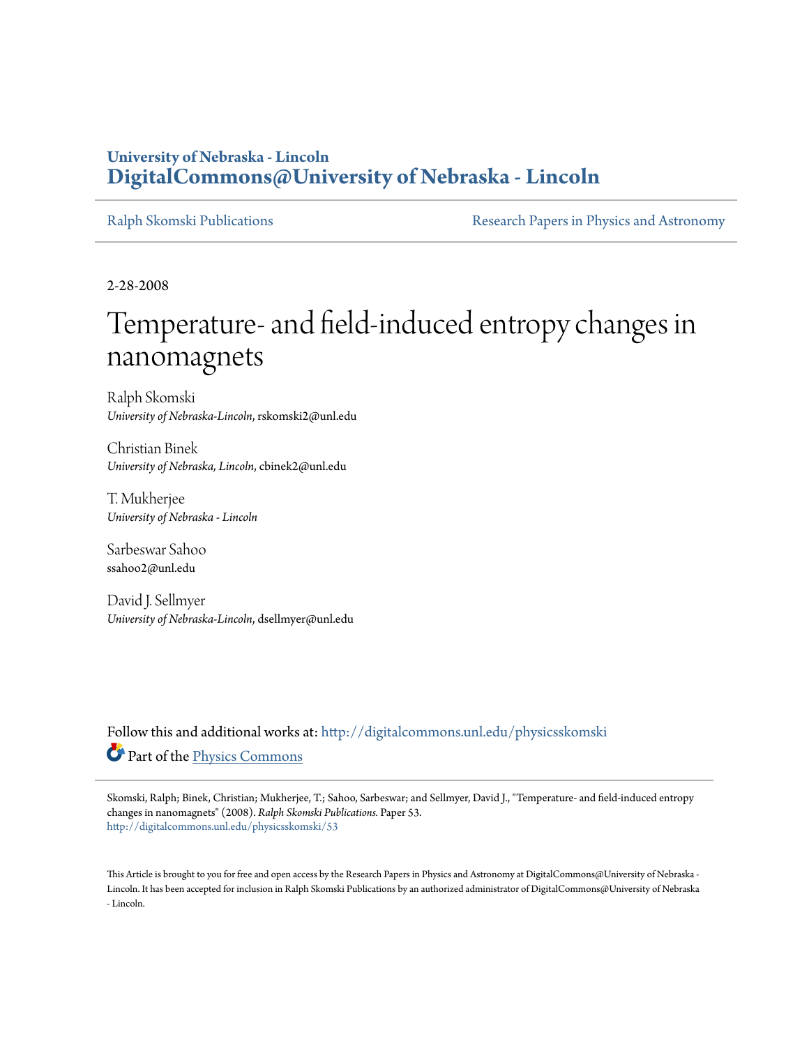University of Nebraska - Lincoln
**DigitalCommons@University of Nebraska - Lincoln**

Ralph Skomski Publications | Research Papers in Physics and Astronomy

2-28-2008

# Temperature- and field-induced entropy changes in nanomagnets

Ralph Skomski
*University of Nebraska-Lincoln*, rskomski2@unl.edu

Christian Binek
*University of Nebraska, Lincoln*, cbinek2@unl.edu

T. Mukherjee
*University of Nebraska - Lincoln*

Sarbeswar Sahoo
ssahoo2@unl.edu

David J. Sellmyer
*University of Nebraska-Lincoln*, dsellmyer@unl.edu

Follow this and additional works at: http://digitalcommons.unl.edu/physicsskomski

Part of the Physics Commons

Skomski, Ralph; Binek, Christian; Mukherjee, T.; Sahoo, Sarbeswar; and Sellmyer, David J., "Temperature- and field-induced entropy changes in nanomagnets" (2008). *Ralph Skomski Publications.* Paper 53.
http://digitalcommons.unl.edu/physicsskomski/53

This Article is brought to you for free and open access by the Research Papers in Physics and Astronomy at DigitalCommons@University of Nebraska - Lincoln. It has been accepted for inclusion in Ralph Skomski Publications by an authorized administrator of DigitalCommons@University of Nebraska - Lincoln.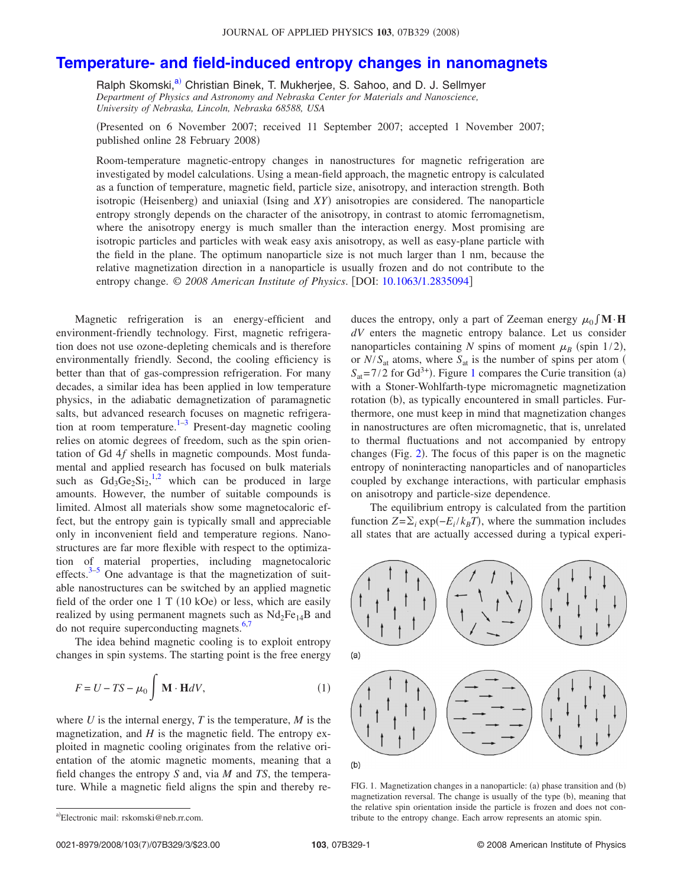# Temperature- and field-induced entropy changes in nanomagnets

Ralph Skomski,[a] Christian Binek, T. Mukherjee, S. Sahoo, and D. J. Sellmyer

*Department of Physics and Astronomy and Nebraska Center for Materials and Nanoscience, University of Nebraska, Lincoln, Nebraska 68588, USA*

(Presented on 6 November 2007; received 11 September 2007; accepted 1 November 2007; published online 28 February 2008)

Room-temperature magnetic-entropy changes in nanostructures for magnetic refrigeration are investigated by model calculations. Using a mean-field approach, the magnetic entropy is calculated as a function of temperature, magnetic field, particle size, anisotropy, and interaction strength. Both isotropic (Heisenberg) and uniaxial (Ising and *XY*) anisotropies are considered. The nanoparticle entropy strongly depends on the character of the anisotropy, in contrast to atomic ferromagnetism, where the anisotropy energy is much smaller than the interaction energy. Most promising are isotropic particles and particles with weak easy axis anisotropy, as well as easy-plane particle with the field in the plane. The optimum nanoparticle size is not much larger than 1 nm, because the relative magnetization direction in a nanoparticle is usually frozen and do not contribute to the entropy change. © *2008 American Institute of Physics*. [DOI: 10.1063/1.2835094]

Magnetic refrigeration is an energy-efficient and environment-friendly technology. First, magnetic refrigeration does not use ozone-depleting chemicals and is therefore environmentally friendly. Second, the cooling efficiency is better than that of gas-compression refrigeration. For many decades, a similar idea has been applied in low temperature physics, in the adiabatic demagnetization of paramagnetic salts, but advanced research focuses on magnetic refrigeration at room temperature.[1–3] Present-day magnetic cooling relies on atomic degrees of freedom, such as the spin orientation of Gd 4*f* shells in magnetic compounds. Most fundamental and applied research has focused on bulk materials such as $Gd_3Ge_2Si_2$,[1,2] which can be produced in large amounts. However, the number of suitable compounds is limited. Almost all materials show some magnetocaloric effect, but the entropy gain is typically small and appreciable only in inconvenient field and temperature regions. Nanostructures are far more flexible with respect to the optimization of material properties, including magnetocaloric effects.[3–5] One advantage is that the magnetization of suitable nanostructures can be switched by an applied magnetic field of the order one 1 T (10 kOe) or less, which are easily realized by using permanent magnets such as $Nd_2Fe_{14}B$ and do not require superconducting magnets.[6,7]

The idea behind magnetic cooling is to exploit entropy changes in spin systems. The starting point is the free energy

$$F = U - TS - \mu_0 \int \mathbf{M} \cdot \mathbf{H} dV, \qquad (1)$$

where $U$ is the internal energy, $T$ is the temperature, $M$ is the magnetization, and $H$ is the magnetic field. The entropy exploited in magnetic cooling originates from the relative orientation of the atomic magnetic moments, meaning that a field changes the entropy $S$ and, via $M$ and $TS$, the temperature. While a magnetic field aligns the spin and thereby reduces the entropy, only a part of Zeeman energy $\mu_0 \int \mathbf{M} \cdot \mathbf{H}\, dV$ enters the magnetic entropy balance. Let us consider nanoparticles containing $N$ spins of moment $\mu_B$ (spin 1/2), or $N/S_{at}$ atoms, where $S_{at}$ is the number of spins per atom ($S_{at} = 7/2$ for $Gd^{3+}$). Figure 1 compares the Curie transition (a) with a Stoner-Wohlfarth-type micromagnetic magnetization rotation (b), as typically encountered in small particles. Furthermore, one must keep in mind that magnetization changes in nanostructures are often micromagnetic, that is, unrelated to thermal fluctuations and not accompanied by entropy changes (Fig. 2). The focus of this paper is on the magnetic entropy of noninteracting nanoparticles and of nanoparticles coupled by exchange interactions, with particular emphasis on anisotropy and particle-size dependence.

The equilibrium entropy is calculated from the partition function $Z = \Sigma_i \exp(-E_i/k_B T)$, where the summation includes all states that are actually accessed during a typical experi-

FIG. 1. Magnetization changes in a nanoparticle: (a) phase transition and (b) magnetization reversal. The change is usually of the type (b), meaning that the relative spin orientation inside the particle is frozen and does not contribute to the entropy change. Each arrow represents an atomic spin.

[a] Electronic mail: rskomski@neb.rr.com.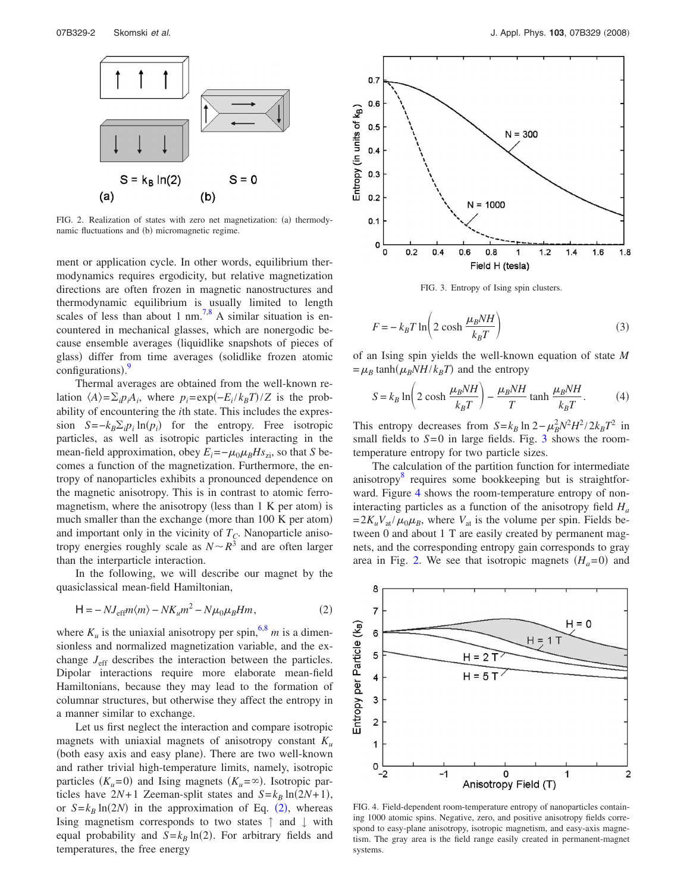FIG. 2. Realization of states with zero net magnetization: (a) thermodynamic fluctuations and (b) micromagnetic regime.

ment or application cycle. In other words, equilibrium thermodynamics requires ergodicity, but relative magnetization directions are often frozen in magnetic nanostructures and thermodynamic equilibrium is usually limited to length scales of less than about 1 nm.[7,8] A similar situation is encountered in mechanical glasses, which are nonergodic because ensemble averages (liquidlike snapshots of pieces of glass) differ from time averages (solidlike frozen atomic configurations).[9]

Thermal averages are obtained from the well-known relation $\langle A\rangle=\Sigma_i p_i A_i$, where $p_i=\exp(-E_i/k_BT)/Z$ is the probability of encountering the $i$th state. This includes the expression $S=-k_B\Sigma_i p_i \ln(p_i)$ for the entropy. Free isotropic particles, as well as isotropic particles interacting in the mean-field approximation, obey $E_i=-\mu_0\mu_B H s_{zi}$, so that $S$ becomes a function of the magnetization. Furthermore, the entropy of nanoparticles exhibits a pronounced dependence on the magnetic anisotropy. This is in contrast to atomic ferromagnetism, where the anisotropy (less than 1 K per atom) is much smaller than the exchange (more than 100 K per atom) and important only in the vicinity of $T_C$. Nanoparticle anisotropy energies roughly scale as $N\sim R^3$ and are often larger than the interparticle interaction.

In the following, we will describe our magnet by the quasiclassical mean-field Hamiltonian,

$$\mathrm{H}=-NJ_{\mathrm{eff}}m\langle m\rangle-NK_u m^2-N\mu_0\mu_B H m, \tag{2}$$

where $K_u$ is the uniaxial anisotropy per spin,[6,8] $m$ is a dimensionless and normalized magnetization variable, and the exchange $J_{\mathrm{eff}}$ describes the interaction between the particles. Dipolar interactions require more elaborate mean-field Hamiltonians, because they may lead to the formation of columnar structures, but otherwise they affect the entropy in a manner similar to exchange.

Let us first neglect the interaction and compare isotropic magnets with uniaxial magnets of anisotropy constant $K_u$ (both easy axis and easy plane). There are two well-known and rather trivial high-temperature limits, namely, isotropic particles ($K_u=0$) and Ising magnets ($K_u=\infty$). Isotropic particles have $2N+1$ Zeeman-split states and $S=k_B\ln(2N+1)$, or $S=k_B\ln(2N)$ in the approximation of Eq. (2), whereas Ising magnetism corresponds to two states ↑ and ↓ with equal probability and $S=k_B\ln(2)$. For arbitrary fields and temperatures, the free energy

FIG. 3. Entropy of Ising spin clusters.

$$F=-k_BT\ln\left(2\cosh\frac{\mu_B NH}{k_BT}\right) \tag{3}$$

of an Ising spin yields the well-known equation of state $M=\mu_B\tanh(\mu_B NH/k_BT)$ and the entropy

$$S=k_B\ln\left(2\cosh\frac{\mu_B NH}{k_BT}\right)-\frac{\mu_B NH}{T}\tanh\frac{\mu_B NH}{k_BT}. \tag{4}$$

This entropy decreases from $S=k_B\ln 2-\mu_B^2N^2H^2/2k_BT^2$ in small fields to $S=0$ in large fields. Fig. 3 shows the room-temperature entropy for two particle sizes.

The calculation of the partition function for intermediate anisotropy[8] requires some bookkeeping but is straightforward. Figure 4 shows the room-temperature entropy of noninteracting particles as a function of the anisotropy field $H_a=2K_uV_{\mathrm{at}}/\mu_0\mu_B$, where $V_{\mathrm{at}}$ is the volume per spin. Fields between 0 and about 1 T are easily created by permanent magnets, and the corresponding entropy gain corresponds to gray area in Fig. 2. We see that isotropic magnets ($H_a=0$) and

FIG. 4. Field-dependent room-temperature entropy of nanoparticles containing 1000 atomic spins. Negative, zero, and positive anisotropy fields correspond to easy-plane anisotropy, isotropic magnetism, and easy-axis magnetism. The gray area is the field range easily created in permanent-magnet systems.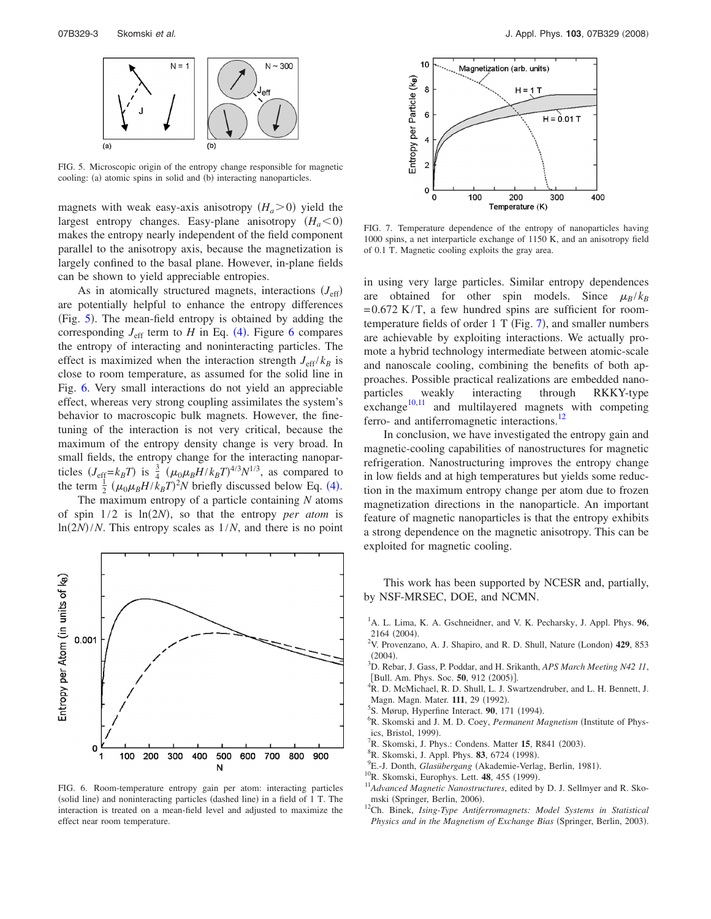N = 1

J

(a)

N ~ 300

$J_{eff}$

(b)

FIG. 5. Microscopic origin of the entropy change responsible for magnetic cooling: (a) atomic spins in solid and (b) interacting nanoparticles.

magnets with weak easy-axis anisotropy ($H_a > 0$) yield the largest entropy changes. Easy-plane anisotropy ($H_a < 0$) makes the entropy nearly independent of the field component parallel to the anisotropy axis, because the magnetization is largely confined to the basal plane. However, in-plane fields can be shown to yield appreciable entropies.

As in atomically structured magnets, interactions ($J_{eff}$) are potentially helpful to enhance the entropy differences (Fig. 5). The mean-field entropy is obtained by adding the corresponding $J_{eff}$ term to $H$ in Eq. (4). Figure 6 compares the entropy of interacting and noninteracting particles. The effect is maximized when the interaction strength $J_{eff}/k_B$ is close to room temperature, as assumed for the solid line in Fig. 6. Very small interactions do not yield an appreciable effect, whereas very strong coupling assimilates the system's behavior to macroscopic bulk magnets. However, the fine-tuning of the interaction is not very critical, because the maximum of the entropy density change is very broad. In small fields, the entropy change for the interacting nanoparticles ($J_{eff} = k_B T$) is $\frac{3}{4}$ $(\mu_0 \mu_B H / k_B T)^{4/3} N^{1/3}$, as compared to the term $\frac{1}{2}$ $(\mu_0 \mu_B H / k_B T)^2 N$ briefly discussed below Eq. (4).

The maximum entropy of a particle containing $N$ atoms of spin 1/2 is $\ln(2N)$, so that the entropy *per atom* is $\ln(2N)/N$. This entropy scales as $1/N$, and there is no point in using very large particles. Similar entropy dependences are obtained for other spin models. Since $\mu_B / k_B = 0.672$ K/T, a few hundred spins are sufficient for room-temperature fields of order 1 T (Fig. 7), and smaller numbers are achievable by exploiting interactions. We actually promote a hybrid technology intermediate between atomic-scale and nanoscale cooling, combining the benefits of both approaches. Possible practical realizations are embedded nanoparticles weakly interacting through RKKY-type exchange[10,11] and multilayered magnets with competing ferro- and antiferromagnetic interactions.[12]

Entropy per Atom (in units of $k_B$)

0.001

0

1 100 200 300 400 500 600 700 800 900

N

FIG. 6. Room-temperature entropy gain per atom: interacting particles (solid line) and noninteracting particles (dashed line) in a field of 1 T. The interaction is treated on a mean-field level and adjusted to maximize the effect near room temperature.

Entropy per Particle ($k_B$)

Magnetization (arb. units)

H = 1 T

H = 0.01 T

10 8 6 4 2 0

0 100 200 300 400

Temperature (K)

FIG. 7. Temperature dependence of the entropy of nanoparticles having 1000 spins, a net interparticle exchange of 1150 K, and an anisotropy field of 0.1 T. Magnetic cooling exploits the gray area.

In conclusion, we have investigated the entropy gain and magnetic-cooling capabilities of nanostructures for magnetic refrigeration. Nanostructuring improves the entropy change in low fields and at high temperatures but yields some reduction in the maximum entropy change per atom due to frozen magnetization directions in the nanoparticle. An important feature of magnetic nanoparticles is that the entropy exhibits a strong dependence on the magnetic anisotropy. This can be exploited for magnetic cooling.

This work has been supported by NCESR and, partially, by NSF-MRSEC, DOE, and NCMN.

[1] A. L. Lima, K. A. Gschneidner, and V. K. Pecharsky, J. Appl. Phys. **96**, 2164 (2004).

[2] V. Provenzano, A. J. Shapiro, and R. D. Shull, Nature (London) **429**, 853 (2004).

[3] D. Rebar, J. Gass, P. Poddar, and H. Srikanth, *APS March Meeting N42 11*, [Bull. Am. Phys. Soc. **50**, 912 (2005)].

[4] R. D. McMichael, R. D. Shull, L. J. Swartzendruber, and L. H. Bennett, J. Magn. Magn. Mater. **111**, 29 (1992).

[5] S. Mørup, Hyperfine Interact. **90**, 171 (1994).

[6] R. Skomski and J. M. D. Coey, *Permanent Magnetism* (Institute of Physics, Bristol, 1999).

[7] R. Skomski, J. Phys.: Condens. Matter **15**, R841 (2003).

[8] R. Skomski, J. Appl. Phys. **83**, 6724 (1998).

[9] E.-J. Donth, *Glasübergang* (Akademie-Verlag, Berlin, 1981).

[10] R. Skomski, Europhys. Lett. **48**, 455 (1999).

[11] *Advanced Magnetic Nanostructures*, edited by D. J. Sellmyer and R. Skomski (Springer, Berlin, 2006).

[12] Ch. Binek, *Ising-Type Antiferromagnets: Model Systems in Statistical Physics and in the Magnetism of Exchange Bias* (Springer, Berlin, 2003).